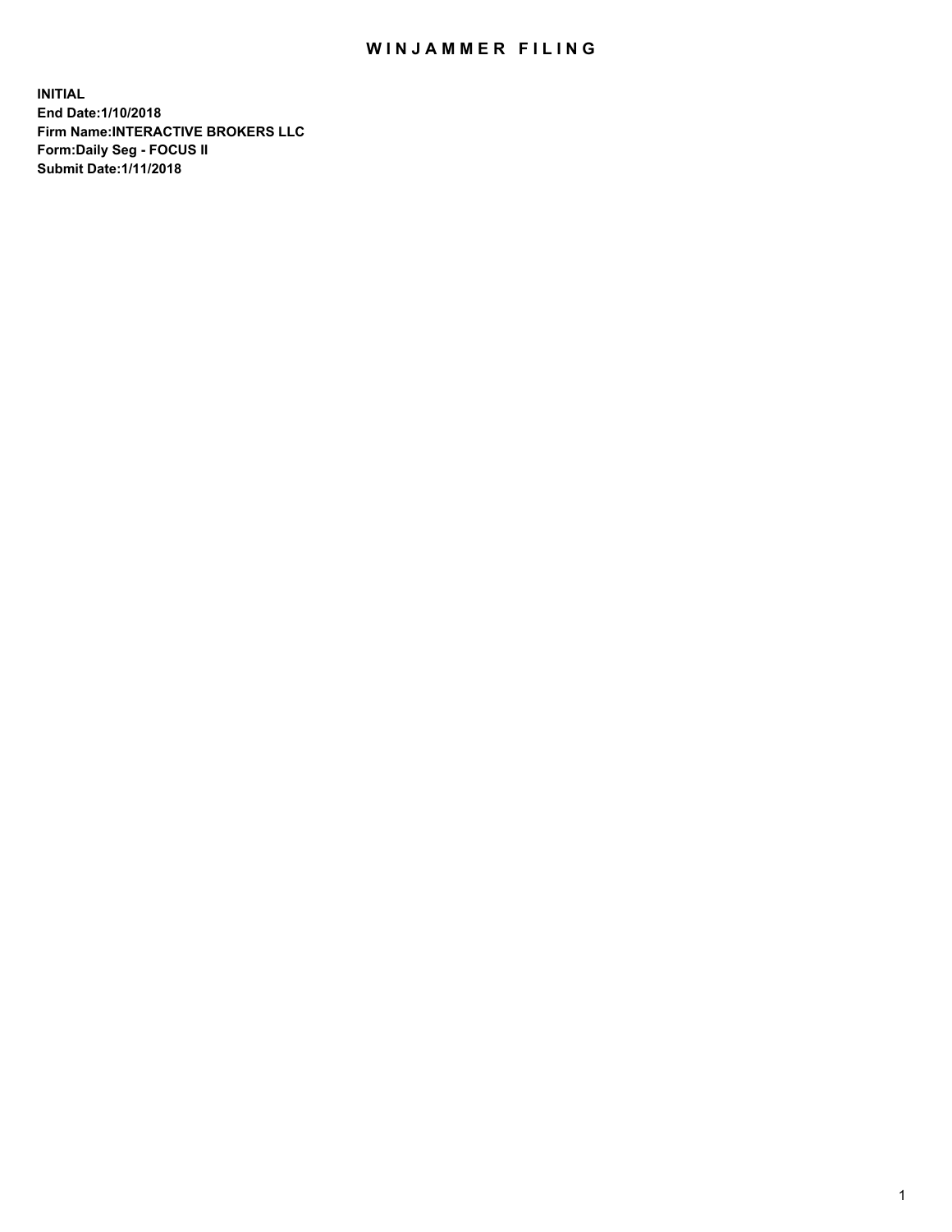# WINJAMMER FILING

**INITIAL**
**End Date:1/10/2018**
**Firm Name:INTERACTIVE BROKERS LLC**
**Form:Daily Seg - FOCUS II**
**Submit Date:1/11/2018**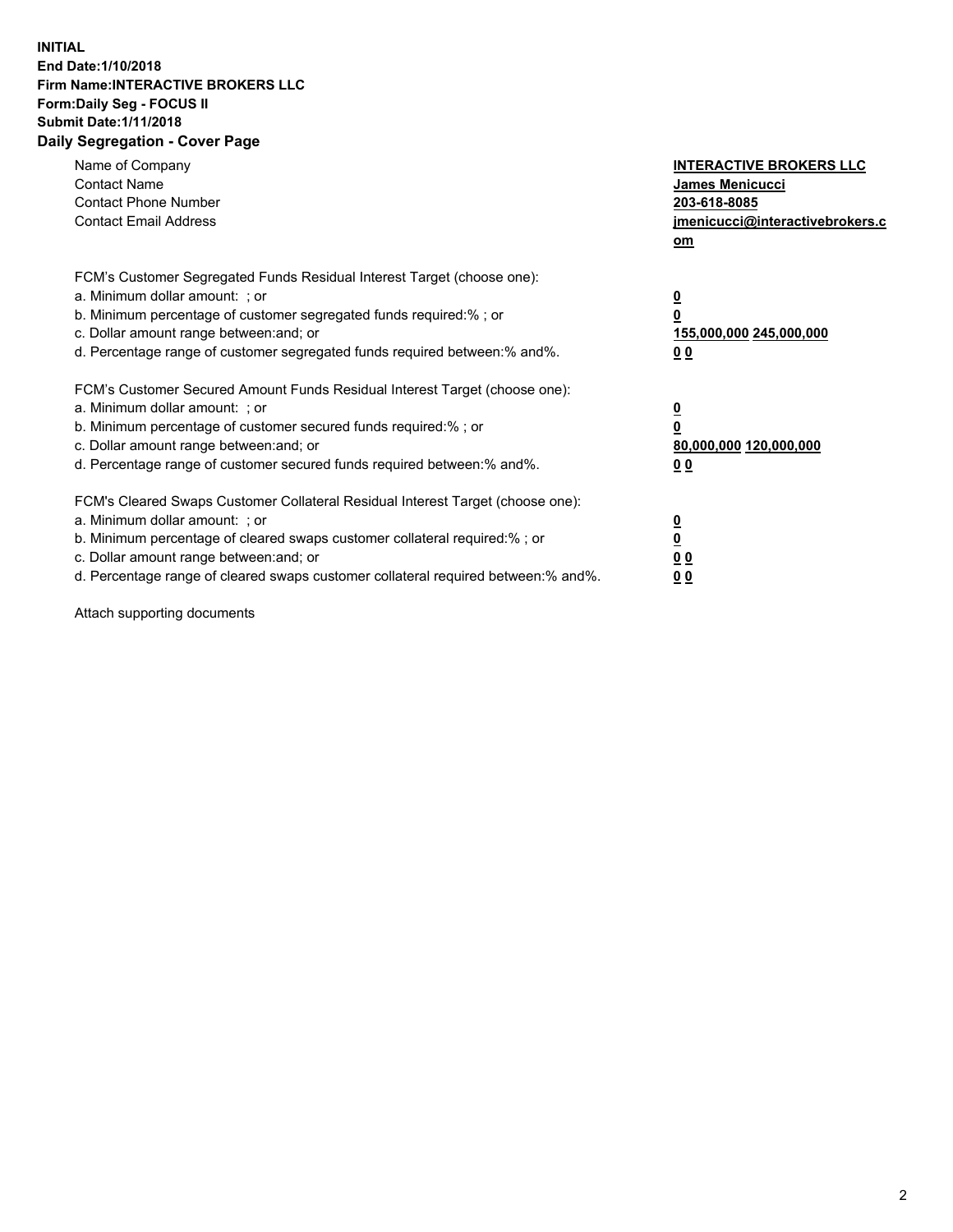**INITIAL**
**End Date:1/10/2018**
**Firm Name:INTERACTIVE BROKERS LLC**
**Form:Daily Seg - FOCUS II**
**Submit Date:1/11/2018**
**Daily Segregation - Cover Page**

| | |
|---|---|
| Name of Company | **INTERACTIVE BROKERS LLC** |
| Contact Name | **James Menicucci** |
| Contact Phone Number | **203-618-8085** |
| Contact Email Address | **jmenicucci@interactivebrokers.com** |

FCM's Customer Segregated Funds Residual Interest Target (choose one):

| | |
|---|---|
| a. Minimum dollar amount: ; or | **0** |
| b. Minimum percentage of customer segregated funds required:% ; or | **0** |
| c. Dollar amount range between:and; or | **155,000,000 245,000,000** |
| d. Percentage range of customer segregated funds required between:% and%. | **0 0** |

FCM's Customer Secured Amount Funds Residual Interest Target (choose one):

| | |
|---|---|
| a. Minimum dollar amount: ; or | **0** |
| b. Minimum percentage of customer secured funds required:% ; or | **0** |
| c. Dollar amount range between:and; or | **80,000,000 120,000,000** |
| d. Percentage range of customer secured funds required between:% and%. | **0 0** |

FCM's Cleared Swaps Customer Collateral Residual Interest Target (choose one):

| | |
|---|---|
| a. Minimum dollar amount: ; or | **0** |
| b. Minimum percentage of cleared swaps customer collateral required:% ; or | **0** |
| c. Dollar amount range between:and; or | **0 0** |
| d. Percentage range of cleared swaps customer collateral required between:% and%. | **0 0** |

Attach supporting documents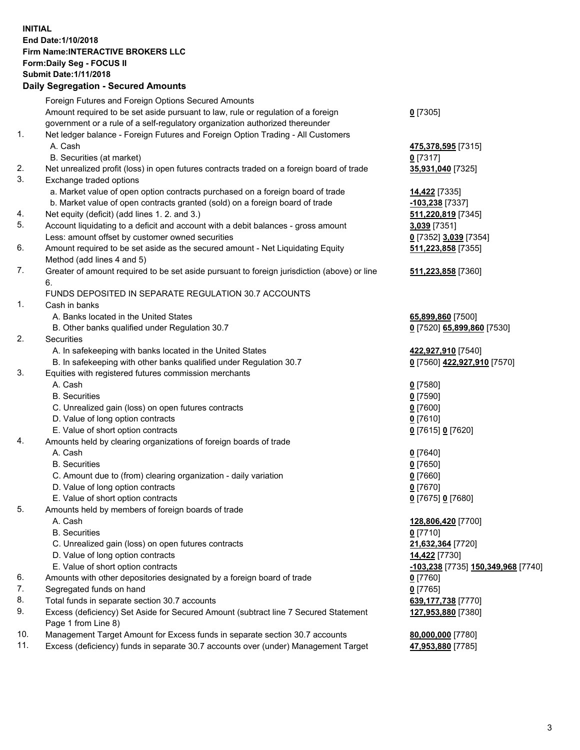**INITIAL**
**End Date:1/10/2018**
**Firm Name:INTERACTIVE BROKERS LLC**
**Form:Daily Seg - FOCUS II**
**Submit Date:1/11/2018**

**Daily Segregation - Secured Amounts**

| | | |
|---|---|---|
| | Foreign Futures and Foreign Options Secured Amounts | |
| | Amount required to be set aside pursuant to law, rule or regulation of a foreign government or a rule of a self-regulatory organization authorized thereunder | **0** [7305] |
| 1. | Net ledger balance - Foreign Futures and Foreign Option Trading - All Customers | |
| | A. Cash | **475,378,595** [7315] |
| | B. Securities (at market) | **0** [7317] |
| 2. | Net unrealized profit (loss) in open futures contracts traded on a foreign board of trade | **35,931,040** [7325] |
| 3. | Exchange traded options | |
| | a. Market value of open option contracts purchased on a foreign board of trade | **14,422** [7335] |
| | b. Market value of open contracts granted (sold) on a foreign board of trade | **-103,238** [7337] |
| 4. | Net equity (deficit) (add lines 1. 2. and 3.) | **511,220,819** [7345] |
| 5. | Account liquidating to a deficit and account with a debit balances - gross amount | **3,039** [7351] |
| | Less: amount offset by customer owned securities | **0** [7352] **3,039** [7354] |
| 6. | Amount required to be set aside as the secured amount - Net Liquidating Equity Method (add lines 4 and 5) | **511,223,858** [7355] |
| 7. | Greater of amount required to be set aside pursuant to foreign jurisdiction (above) or line 6. | **511,223,858** [7360] |
| | FUNDS DEPOSITED IN SEPARATE REGULATION 30.7 ACCOUNTS | |
| 1. | Cash in banks | |
| | A. Banks located in the United States | **65,899,860** [7500] |
| | B. Other banks qualified under Regulation 30.7 | **0** [7520] **65,899,860** [7530] |
| 2. | Securities | |
| | A. In safekeeping with banks located in the United States | **422,927,910** [7540] |
| | B. In safekeeping with other banks qualified under Regulation 30.7 | **0** [7560] **422,927,910** [7570] |
| 3. | Equities with registered futures commission merchants | |
| | A. Cash | **0** [7580] |
| | B. Securities | **0** [7590] |
| | C. Unrealized gain (loss) on open futures contracts | **0** [7600] |
| | D. Value of long option contracts | **0** [7610] |
| | E. Value of short option contracts | **0** [7615] **0** [7620] |
| 4. | Amounts held by clearing organizations of foreign boards of trade | |
| | A. Cash | **0** [7640] |
| | B. Securities | **0** [7650] |
| | C. Amount due to (from) clearing organization - daily variation | **0** [7660] |
| | D. Value of long option contracts | **0** [7670] |
| | E. Value of short option contracts | **0** [7675] **0** [7680] |
| 5. | Amounts held by members of foreign boards of trade | |
| | A. Cash | **128,806,420** [7700] |
| | B. Securities | **0** [7710] |
| | C. Unrealized gain (loss) on open futures contracts | **21,632,364** [7720] |
| | D. Value of long option contracts | **14,422** [7730] |
| | E. Value of short option contracts | **-103,238** [7735] **150,349,968** [7740] |
| 6. | Amounts with other depositories designated by a foreign board of trade | **0** [7760] |
| 7. | Segregated funds on hand | **0** [7765] |
| 8. | Total funds in separate section 30.7 accounts | **639,177,738** [7770] |
| 9. | Excess (deficiency) Set Aside for Secured Amount (subtract line 7 Secured Statement Page 1 from Line 8) | **127,953,880** [7380] |
| 10. | Management Target Amount for Excess funds in separate section 30.7 accounts | **80,000,000** [7780] |
| 11. | Excess (deficiency) funds in separate 30.7 accounts over (under) Management Target | **47,953,880** [7785] |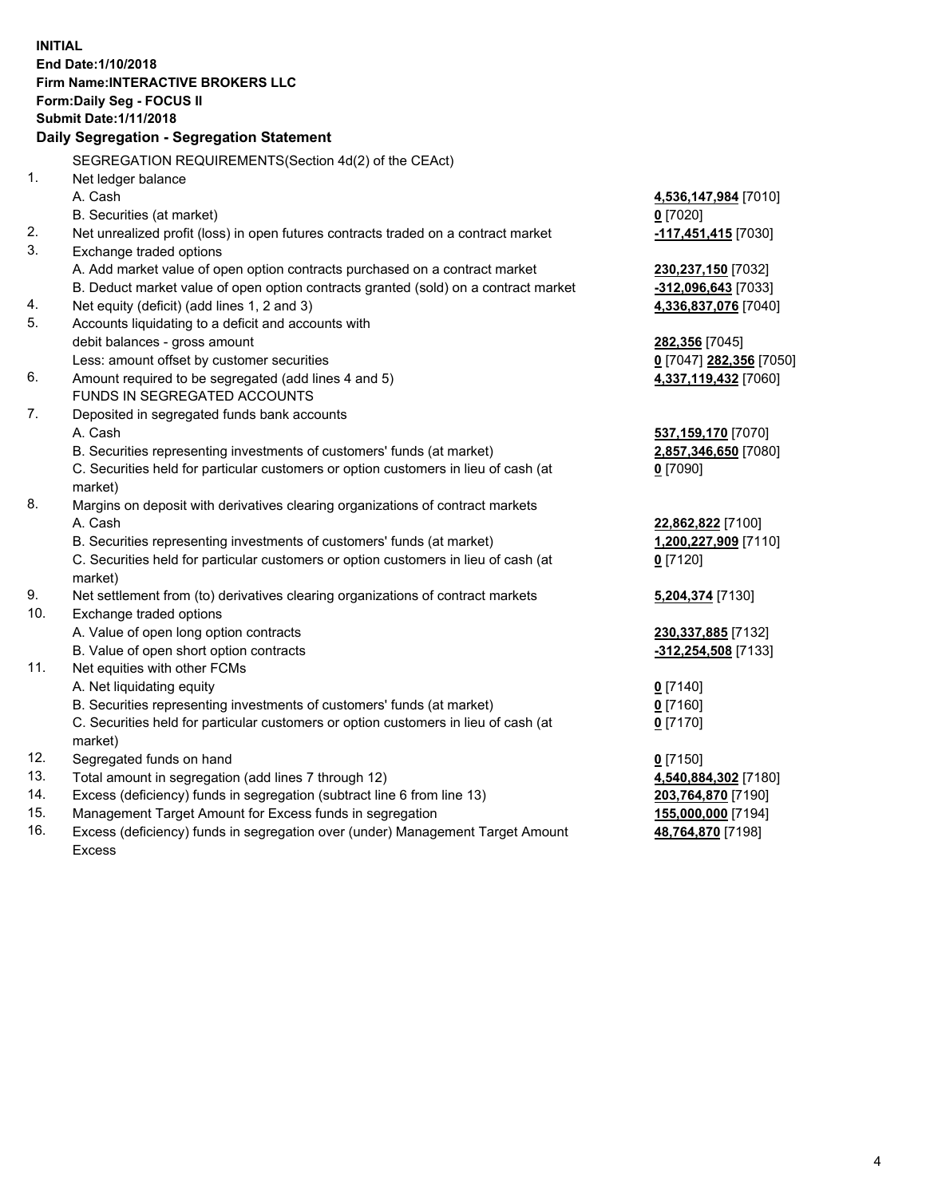**INITIAL**
**End Date:1/10/2018**
**Firm Name:INTERACTIVE BROKERS LLC**
**Form:Daily Seg - FOCUS II**
**Submit Date:1/11/2018**

**Daily Segregation - Segregation Statement**

SEGREGATION REQUIREMENTS(Section 4d(2) of the CEAct)

| | | |
|---|---|---|
| 1. | Net ledger balance | |
| | A. Cash | **4,536,147,984** [7010] |
| | B. Securities (at market) | **0** [7020] |
| 2. | Net unrealized profit (loss) in open futures contracts traded on a contract market | **-117,451,415** [7030] |
| 3. | Exchange traded options | |
| | A. Add market value of open option contracts purchased on a contract market | **230,237,150** [7032] |
| | B. Deduct market value of open option contracts granted (sold) on a contract market | **-312,096,643** [7033] |
| 4. | Net equity (deficit) (add lines 1, 2 and 3) | **4,336,837,076** [7040] |
| 5. | Accounts liquidating to a deficit and accounts with | |
| | debit balances - gross amount | **282,356** [7045] |
| | Less: amount offset by customer securities | **0** [7047] **282,356** [7050] |
| 6. | Amount required to be segregated (add lines 4 and 5) | **4,337,119,432** [7060] |
| | FUNDS IN SEGREGATED ACCOUNTS | |
| 7. | Deposited in segregated funds bank accounts | |
| | A. Cash | **537,159,170** [7070] |
| | B. Securities representing investments of customers' funds (at market) | **2,857,346,650** [7080] |
| | C. Securities held for particular customers or option customers in lieu of cash (at market) | **0** [7090] |
| 8. | Margins on deposit with derivatives clearing organizations of contract markets | |
| | A. Cash | **22,862,822** [7100] |
| | B. Securities representing investments of customers' funds (at market) | **1,200,227,909** [7110] |
| | C. Securities held for particular customers or option customers in lieu of cash (at market) | **0** [7120] |
| 9. | Net settlement from (to) derivatives clearing organizations of contract markets | **5,204,374** [7130] |
| 10. | Exchange traded options | |
| | A. Value of open long option contracts | **230,337,885** [7132] |
| | B. Value of open short option contracts | **-312,254,508** [7133] |
| 11. | Net equities with other FCMs | |
| | A. Net liquidating equity | **0** [7140] |
| | B. Securities representing investments of customers' funds (at market) | **0** [7160] |
| | C. Securities held for particular customers or option customers in lieu of cash (at market) | **0** [7170] |
| 12. | Segregated funds on hand | **0** [7150] |
| 13. | Total amount in segregation (add lines 7 through 12) | **4,540,884,302** [7180] |
| 14. | Excess (deficiency) funds in segregation (subtract line 6 from line 13) | **203,764,870** [7190] |
| 15. | Management Target Amount for Excess funds in segregation | **155,000,000** [7194] |
| 16. | Excess (deficiency) funds in segregation over (under) Management Target Amount Excess | **48,764,870** [7198] |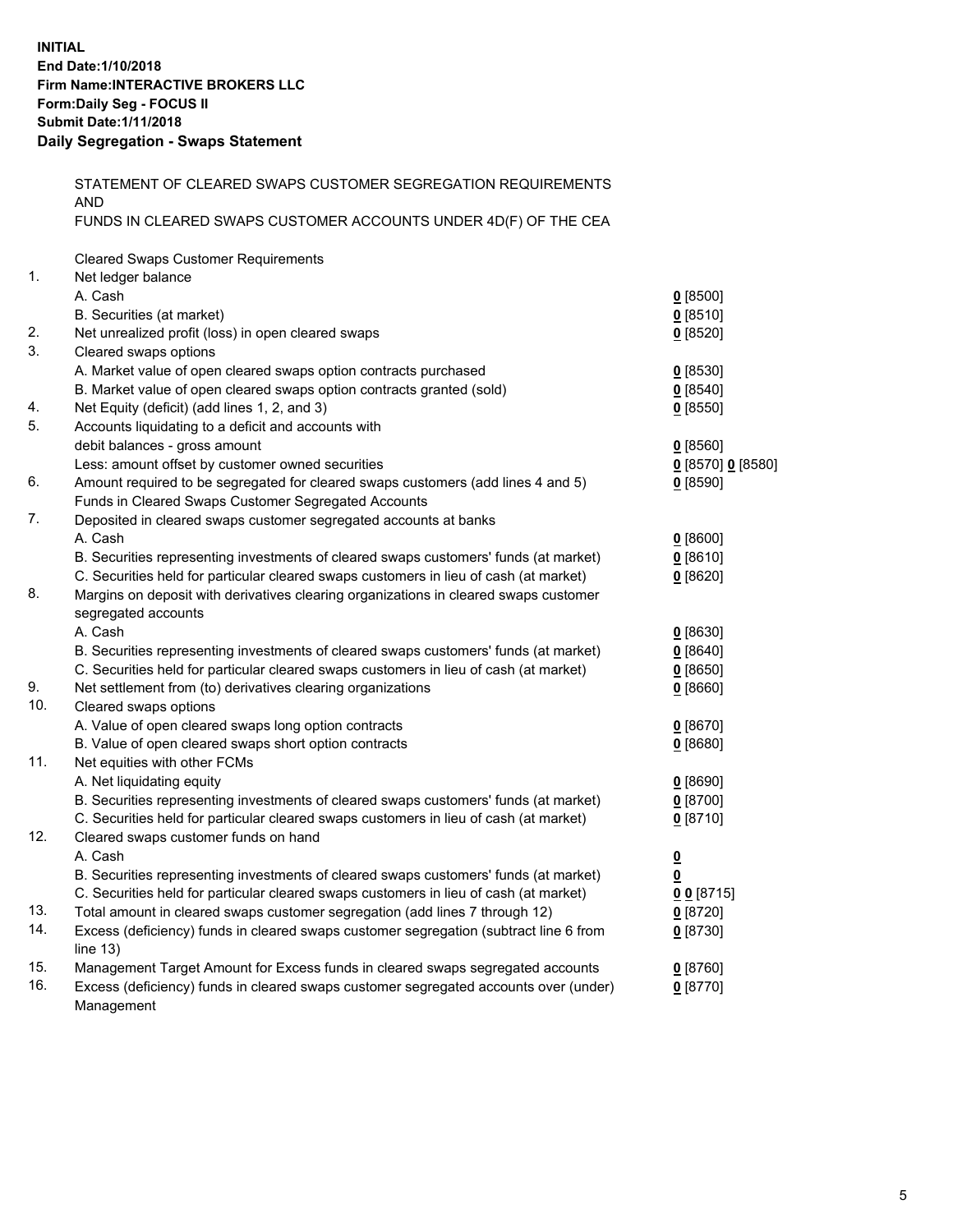**INITIAL**
**End Date:1/10/2018**
**Firm Name:INTERACTIVE BROKERS LLC**
**Form:Daily Seg - FOCUS II**
**Submit Date:1/11/2018**
**Daily Segregation - Swaps Statement**

STATEMENT OF CLEARED SWAPS CUSTOMER SEGREGATION REQUIREMENTS AND FUNDS IN CLEARED SWAPS CUSTOMER ACCOUNTS UNDER 4D(F) OF THE CEA

| | | |
|---|---|---|
| | Cleared Swaps Customer Requirements | |
| 1. | Net ledger balance | |
| | A. Cash | 0 [8500] |
| | B. Securities (at market) | 0 [8510] |
| 2. | Net unrealized profit (loss) in open cleared swaps | 0 [8520] |
| 3. | Cleared swaps options | |
| | A. Market value of open cleared swaps option contracts purchased | 0 [8530] |
| | B. Market value of open cleared swaps option contracts granted (sold) | 0 [8540] |
| 4. | Net Equity (deficit) (add lines 1, 2, and 3) | 0 [8550] |
| 5. | Accounts liquidating to a deficit and accounts with | |
| | debit balances - gross amount | 0 [8560] |
| | Less: amount offset by customer owned securities | 0 [8570] 0 [8580] |
| 6. | Amount required to be segregated for cleared swaps customers (add lines 4 and 5) | 0 [8590] |
| | Funds in Cleared Swaps Customer Segregated Accounts | |
| 7. | Deposited in cleared swaps customer segregated accounts at banks | |
| | A. Cash | 0 [8600] |
| | B. Securities representing investments of cleared swaps customers' funds (at market) | 0 [8610] |
| | C. Securities held for particular cleared swaps customers in lieu of cash (at market) | 0 [8620] |
| 8. | Margins on deposit with derivatives clearing organizations in cleared swaps customer segregated accounts | |
| | A. Cash | 0 [8630] |
| | B. Securities representing investments of cleared swaps customers' funds (at market) | 0 [8640] |
| | C. Securities held for particular cleared swaps customers in lieu of cash (at market) | 0 [8650] |
| 9. | Net settlement from (to) derivatives clearing organizations | 0 [8660] |
| 10. | Cleared swaps options | |
| | A. Value of open cleared swaps long option contracts | 0 [8670] |
| | B. Value of open cleared swaps short option contracts | 0 [8680] |
| 11. | Net equities with other FCMs | |
| | A. Net liquidating equity | 0 [8690] |
| | B. Securities representing investments of cleared swaps customers' funds (at market) | 0 [8700] |
| | C. Securities held for particular cleared swaps customers in lieu of cash (at market) | 0 [8710] |
| 12. | Cleared swaps customer funds on hand | |
| | A. Cash | 0 |
| | B. Securities representing investments of cleared swaps customers' funds (at market) | 0 |
| | C. Securities held for particular cleared swaps customers in lieu of cash (at market) | 0 0 [8715] |
| 13. | Total amount in cleared swaps customer segregation (add lines 7 through 12) | 0 [8720] |
| 14. | Excess (deficiency) funds in cleared swaps customer segregation (subtract line 6 from line 13) | 0 [8730] |
| 15. | Management Target Amount for Excess funds in cleared swaps segregated accounts | 0 [8760] |
| 16. | Excess (deficiency) funds in cleared swaps customer segregated accounts over (under) Management | 0 [8770] |